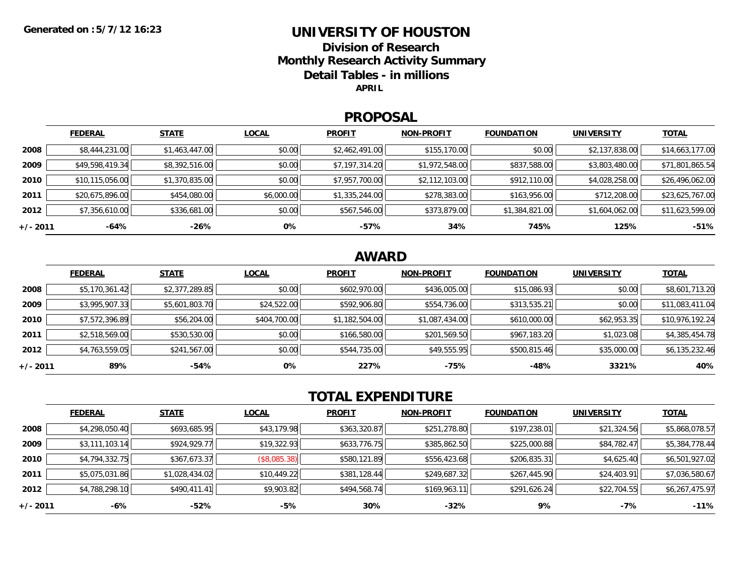Generated on : 5/7/12 16:23

# UNIVERSITY OF HOUSTON

## Division of Research
## Monthly Research Activity Summary
## Detail Tables - in millions

**APRIL**

## PROPOSAL

| | FEDERAL | STATE | LOCAL | PROFIT | NON-PROFIT | FOUNDATION | UNIVERSITY | TOTAL |
|---|---|---|---|---|---|---|---|---|
| 2008 | $8,444,231.00 | $1,463,447.00 | $0.00 | $2,462,491.00 | $155,170.00 | $0.00 | $2,137,838.00 | $14,663,177.00 |
| 2009 | $49,598,419.34 | $8,392,516.00 | $0.00 | $7,197,314.20 | $1,972,548.00 | $837,588.00 | $3,803,480.00 | $71,801,865.54 |
| 2010 | $10,115,056.00 | $1,370,835.00 | $0.00 | $7,957,700.00 | $2,112,103.00 | $912,110.00 | $4,028,258.00 | $26,496,062.00 |
| 2011 | $20,675,896.00 | $454,080.00 | $6,000.00 | $1,335,244.00 | $278,383.00 | $163,956.00 | $712,208.00 | $23,625,767.00 |
| 2012 | $7,356,610.00 | $336,681.00 | $0.00 | $567,546.00 | $373,879.00 | $1,384,821.00 | $1,604,062.00 | $11,623,599.00 |
| +/- 2011 | -64% | -26% | 0% | -57% | 34% | 745% | 125% | -51% |

## AWARD

| | FEDERAL | STATE | LOCAL | PROFIT | NON-PROFIT | FOUNDATION | UNIVERSITY | TOTAL |
|---|---|---|---|---|---|---|---|---|
| 2008 | $5,170,361.42 | $2,377,289.85 | $0.00 | $602,970.00 | $436,005.00 | $15,086.93 | $0.00 | $8,601,713.20 |
| 2009 | $3,995,907.33 | $5,601,803.70 | $24,522.00 | $592,906.80 | $554,736.00 | $313,535.21 | $0.00 | $11,083,411.04 |
| 2010 | $7,572,396.89 | $56,204.00 | $404,700.00 | $1,182,504.00 | $1,087,434.00 | $610,000.00 | $62,953.35 | $10,976,192.24 |
| 2011 | $2,518,569.00 | $530,530.00 | $0.00 | $166,580.00 | $201,569.50 | $967,183.20 | $1,023.08 | $4,385,454.78 |
| 2012 | $4,763,559.05 | $241,567.00 | $0.00 | $544,735.00 | $49,555.95 | $500,815.46 | $35,000.00 | $6,135,232.46 |
| +/- 2011 | 89% | -54% | 0% | 227% | -75% | -48% | 3321% | 40% |

## TOTAL EXPENDITURE

| | FEDERAL | STATE | LOCAL | PROFIT | NON-PROFIT | FOUNDATION | UNIVERSITY | TOTAL |
|---|---|---|---|---|---|---|---|---|
| 2008 | $4,298,050.40 | $693,685.95 | $43,179.98 | $363,320.87 | $251,278.80 | $197,238.01 | $21,324.56 | $5,868,078.57 |
| 2009 | $3,111,103.14 | $924,929.77 | $19,322.93 | $633,776.75 | $385,862.50 | $225,000.88 | $84,782.47 | $5,384,778.44 |
| 2010 | $4,794,332.75 | $367,673.37 | ($8,085.38) | $580,121.89 | $556,423.68 | $206,835.31 | $4,625.40 | $6,501,927.02 |
| 2011 | $5,075,031.86 | $1,028,434.02 | $10,449.22 | $381,128.44 | $249,687.32 | $267,445.90 | $24,403.91 | $7,036,580.67 |
| 2012 | $4,788,298.10 | $490,411.41 | $9,903.82 | $494,568.74 | $169,963.11 | $291,626.24 | $22,704.55 | $6,267,475.97 |
| +/- 2011 | -6% | -52% | -5% | 30% | -32% | 9% | -7% | -11% |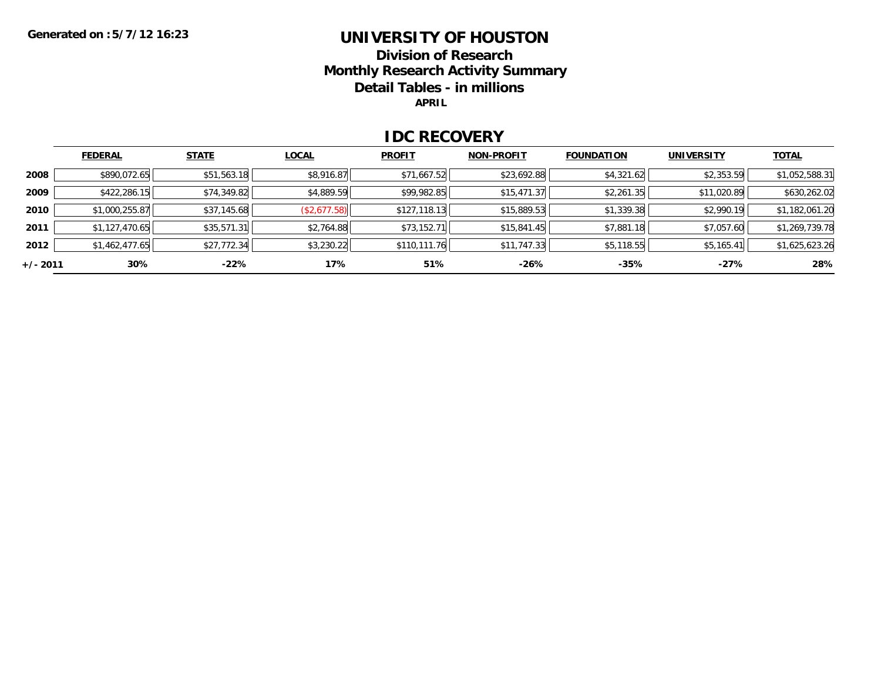Generated on :5/7/12 16:23

# UNIVERSITY OF HOUSTON

## Division of Research
## Monthly Research Activity Summary
## Detail Tables - in millions

**APRIL**

## IDC RECOVERY

| | FEDERAL | STATE | LOCAL | PROFIT | NON-PROFIT | FOUNDATION | UNIVERSITY | TOTAL |
|---|---|---|---|---|---|---|---|---|
| **2008** | $890,072.65 | $51,563.18 | $8,916.87 | $71,667.52 | $23,692.88 | $4,321.62 | $2,353.59 | $1,052,588.31 |
| **2009** | $422,286.15 | $74,349.82 | $4,889.59 | $99,982.85 | $15,471.37 | $2,261.35 | $11,020.89 | $630,262.02 |
| **2010** | $1,000,255.87 | $37,145.68 | ($2,677.58) | $127,118.13 | $15,889.53 | $1,339.38 | $2,990.19 | $1,182,061.20 |
| **2011** | $1,127,470.65 | $35,571.31 | $2,764.88 | $73,152.71 | $15,841.45 | $7,881.18 | $7,057.60 | $1,269,739.78 |
| **2012** | $1,462,477.65 | $27,772.34 | $3,230.22 | $110,111.76 | $11,747.33 | $5,118.55 | $5,165.41 | $1,625,623.26 |
| **+/- 2011** | **30%** | **-22%** | **17%** | **51%** | **-26%** | **-35%** | **-27%** | **28%** |